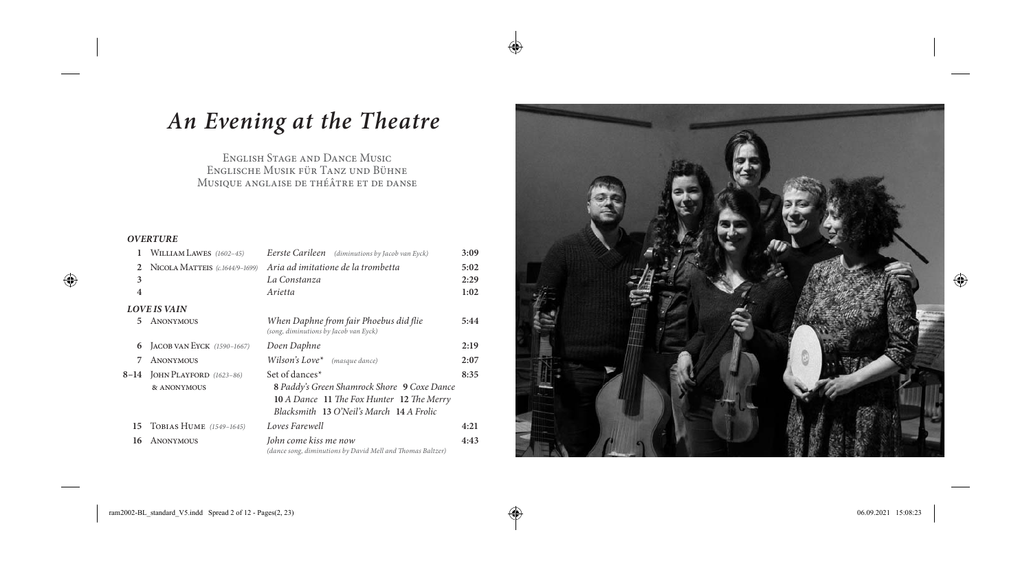# *An Evening at the Theatre*

English Stage and Dance Music
Englische Musik für Tanz und Bühne
Musique anglaise de théâtre et de danse

### *OVERTURE*

| | | | |
|---|---|---|---|
| 1 | William Lawes *(1602–45)* | *Eerste Carileen* *(diminutions by Jacob van Eyck)* | 3:09 |
| 2 | Nicola Matteis *(c.1644/9–1699)* | *Aria ad imitatione de la trombetta* | 5:02 |
| 3 | | *La Constanza* | 2:29 |
| 4 | | *Arietta* | 1:02 |

### *LOVE IS VAIN*

| | | | |
|---|---|---|---|
| 5 | Anonymous | *When Daphne from fair Phoebus did flie* *(song, diminutions by Jacob van Eyck)* | 5:44 |
| 6 | Jacob van Eyck *(1590–1667)* | *Doen Daphne* | 2:19 |
| 7 | Anonymous | *Wilson's Love** *(masque dance)* | 2:07 |
| 8–14 | John Playford *(1623–86)* & anonymous | Set of dances* **8** *Paddy's Green Shamrock Shore* **9** *Coxe Dance* **10** *A Dance* **11** *The Fox Hunter* **12** *The Merry Blacksmith* **13** *O'Neil's March* **14** *A Frolic* | 8:35 |
| 15 | Tobias Hume *(1549–1645)* | *Loves Farewell* | 4:21 |
| 16 | Anonymous | *John come kiss me now* *(dance song, diminutions by David Mell and Thomas Baltzer)* | 4:43 |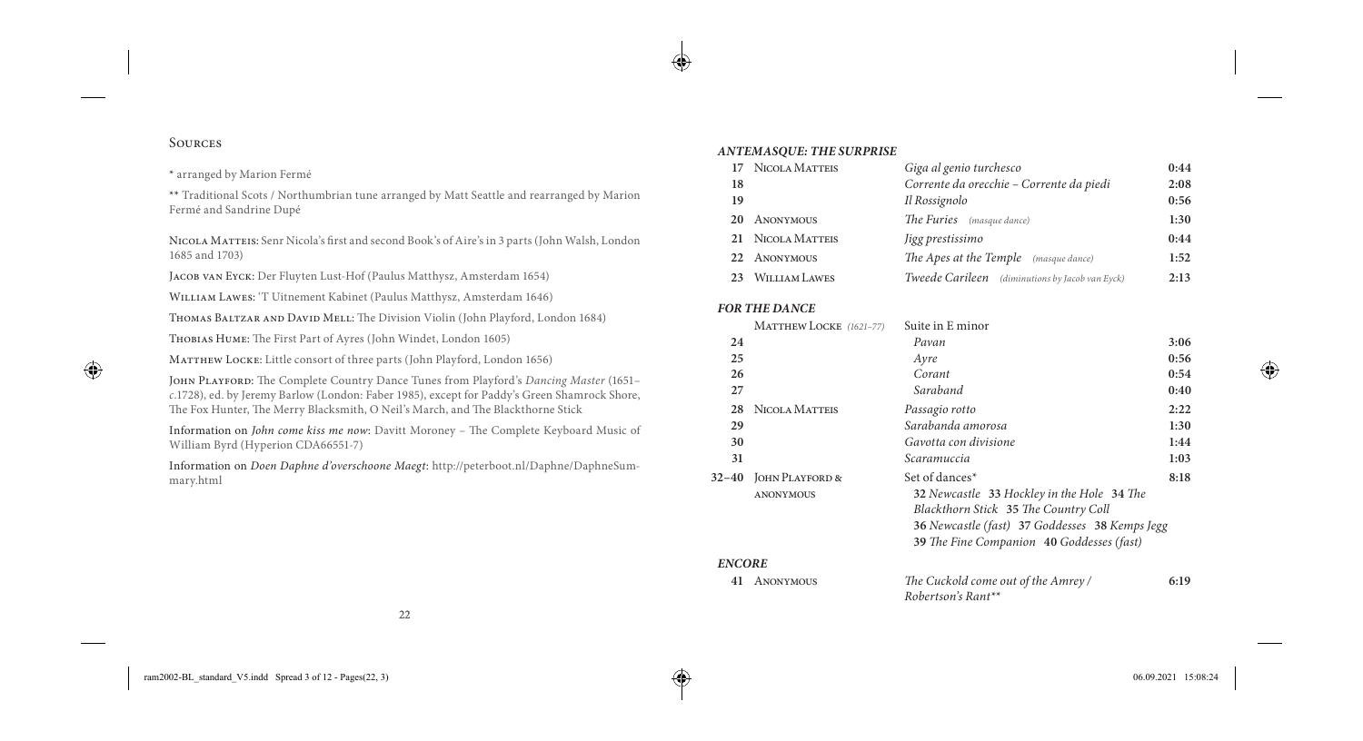## Sources

\* arranged by Marion Fermé

\*\* Traditional Scots / Northumbrian tune arranged by Matt Seattle and rearranged by Marion Fermé and Sandrine Dupé

Nicola Matteis: Senr Nicola's first and second Book's of Aire's in 3 parts (John Walsh, London 1685 and 1703)

Jacob van Eyck: Der Fluyten Lust-Hof (Paulus Matthysz, Amsterdam 1654)

William Lawes: 'T Uitnement Kabinet (Paulus Matthysz, Amsterdam 1646)

Thomas Baltzar and David Mell: The Division Violin (John Playford, London 1684)

Thobias Hume: The First Part of Ayres (John Windet, London 1605)

Matthew Locke: Little consort of three parts (John Playford, London 1656)

John Playford: The Complete Country Dance Tunes from Playford's *Dancing Master* (1651–*c.*1728), ed. by Jeremy Barlow (London: Faber 1985), except for Paddy's Green Shamrock Shore, The Fox Hunter, The Merry Blacksmith, O Neil's March, and The Blackthorne Stick

Information on *John come kiss me now*: Davitt Moroney – The Complete Keyboard Music of William Byrd (Hyperion CDA66551-7)

Information on *Doen Daphne d'overschoone Maegt*: http://peterboot.nl/Daphne/DaphneSummary.html

### *ANTEMASQUE: THE SURPRISE*

| | | | |
|---|---|---|---|
| 17 | Nicola Matteis | *Giga al genio turchesco* | 0:44 |
| 18 | | *Corrente da orecchie – Corrente da piedi* | 2:08 |
| 19 | | *Il Rossignolo* | 0:56 |
| 20 | Anonymous | *The Furies* *(masque dance)* | 1:30 |
| 21 | Nicola Matteis | *Jigg prestissimo* | 0:44 |
| 22 | Anonymous | *The Apes at the Temple* *(masque dance)* | 1:52 |
| 23 | William Lawes | *Tweede Carileen* *(diminutions by Jacob van Eyck)* | 2:13 |

### *FOR THE DANCE*

| | | | |
|---|---|---|---|
| | Matthew Locke *(1621–77)* | Suite in E minor | |
| 24 | | *Pavan* | 3:06 |
| 25 | | *Ayre* | 0:56 |
| 26 | | *Corant* | 0:54 |
| 27 | | *Saraband* | 0:40 |
| 28 | Nicola Matteis | *Passagio rotto* | 2:22 |
| 29 | | *Sarabanda amorosa* | 1:30 |
| 30 | | *Gavotta con divisione* | 1:44 |
| 31 | | *Scaramuccia* | 1:03 |
| 32–40 | John Playford & anonymous | Set of dances* <br> **32** *Newcastle* **33** *Hockley in the Hole* **34** *The Blackthorn Stick* **35** *The Country Coll* **36** *Newcastle (fast)* **37** *Goddesses* **38** *Kemps Jegg* **39** *The Fine Companion* **40** *Goddesses (fast)* | 8:18 |

### *ENCORE*

| | | | |
|---|---|---|---|
| 41 | Anonymous | *The Cuckold come out of the Amrey / Robertson's Rant*** | 6:19 |